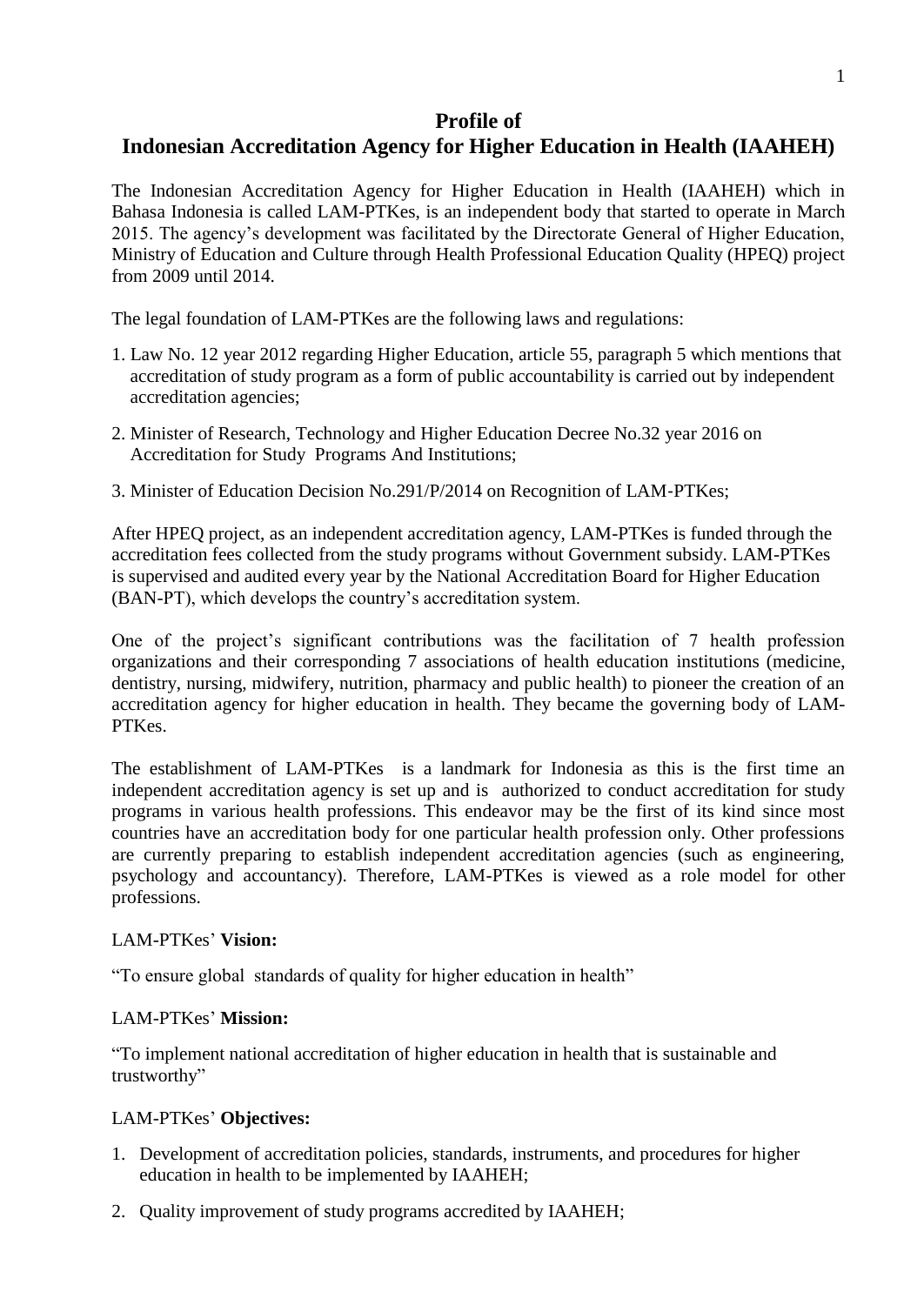# Profile of Indonesian Accreditation Agency for Higher Education in Health (IAAHEH)

The Indonesian Accreditation Agency for Higher Education in Health (IAAHEH) which in Bahasa Indonesia is called LAM-PTKes, is an independent body that started to operate in March 2015. The agency's development was facilitated by the Directorate General of Higher Education, Ministry of Education and Culture through Health Professional Education Quality (HPEQ) project from 2009 until 2014.

The legal foundation of LAM-PTKes are the following laws and regulations:

1. Law No. 12 year 2012 regarding Higher Education, article 55, paragraph 5 which mentions that accreditation of study program as a form of public accountability is carried out by independent accreditation agencies;
2. Minister of Research, Technology and Higher Education Decree No.32 year 2016 on Accreditation for Study Programs And Institutions;
3. Minister of Education Decision No.291/P/2014 on Recognition of LAM-PTKes;

After HPEQ project, as an independent accreditation agency, LAM-PTKes is funded through the accreditation fees collected from the study programs without Government subsidy. LAM-PTKes is supervised and audited every year by the National Accreditation Board for Higher Education (BAN-PT), which develops the country's accreditation system.

One of the project's significant contributions was the facilitation of 7 health profession organizations and their corresponding 7 associations of health education institutions (medicine, dentistry, nursing, midwifery, nutrition, pharmacy and public health) to pioneer the creation of an accreditation agency for higher education in health. They became the governing body of LAM-PTKes.

The establishment of LAM-PTKes is a landmark for Indonesia as this is the first time an independent accreditation agency is set up and is authorized to conduct accreditation for study programs in various health professions. This endeavor may be the first of its kind since most countries have an accreditation body for one particular health profession only. Other professions are currently preparing to establish independent accreditation agencies (such as engineering, psychology and accountancy). Therefore, LAM-PTKes is viewed as a role model for other professions.

LAM-PTKes' **Vision:**

"To ensure global standards of quality for higher education in health"

LAM-PTKes' **Mission:**

"To implement national accreditation of higher education in health that is sustainable and trustworthy"

LAM-PTKes' **Objectives:**

1. Development of accreditation policies, standards, instruments, and procedures for higher education in health to be implemented by IAAHEH;
2. Quality improvement of study programs accredited by IAAHEH;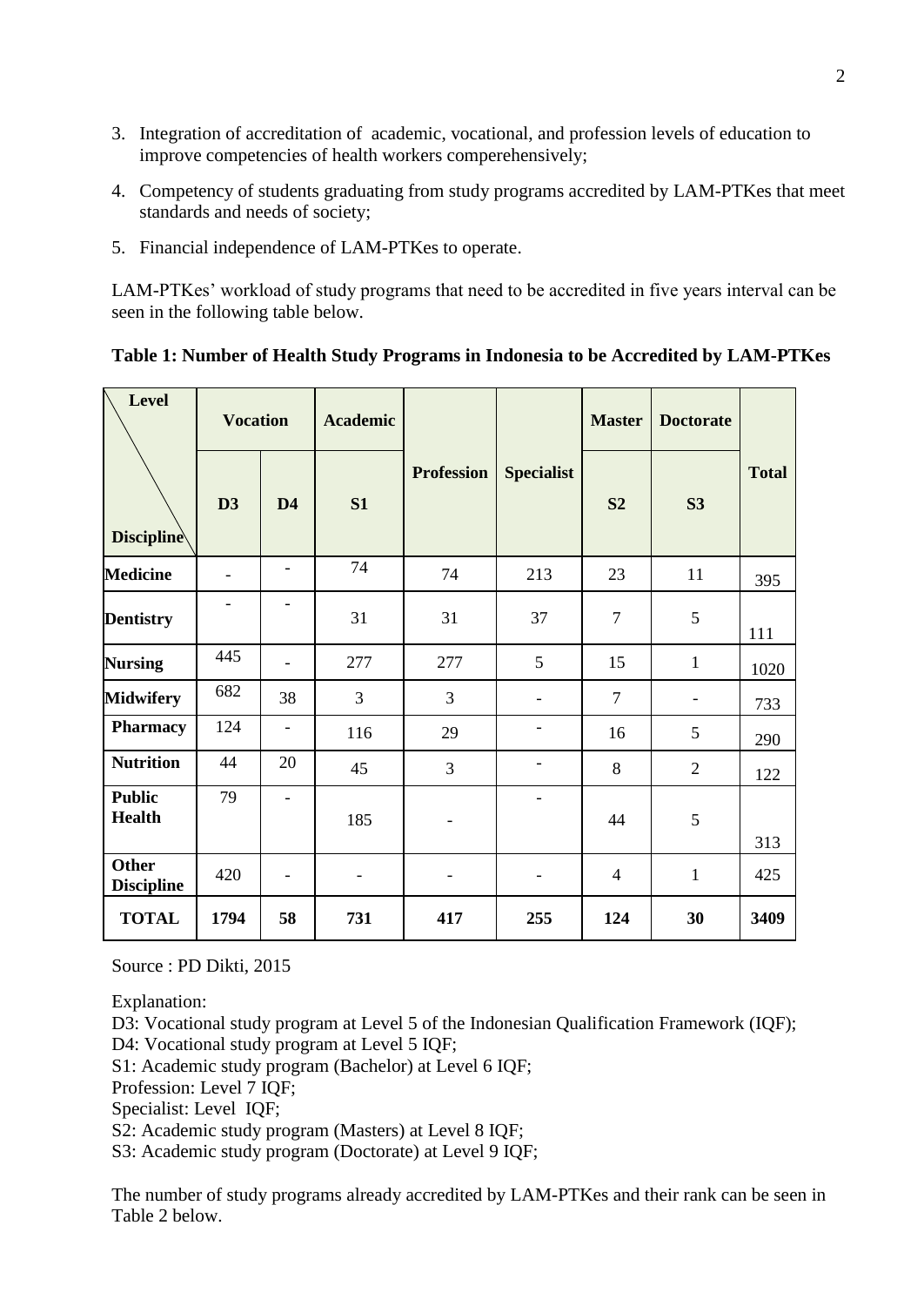3. Integration of accreditation of academic, vocational, and profession levels of education to improve competencies of health workers comperehensively;

4. Competency of students graduating from study programs accredited by LAM-PTKes that meet standards and needs of society;

5. Financial independence of LAM-PTKes to operate.

LAM-PTKes' workload of study programs that need to be accredited in five years interval can be seen in the following table below.

**Table 1: Number of Health Study Programs in Indonesia to be Accredited by LAM-PTKes**

| Level / Discipline | Vocation | | Academic | Profession | Specialist | Master | Doctorate | Total |
|---|---|---|---|---|---|---|---|---|
| | D3 | D4 | S1 | | | S2 | S3 | |
| **Medicine** | - | - | 74 | 74 | 213 | 23 | 11 | 395 |
| **Dentistry** | - | - | 31 | 31 | 37 | 7 | 5 | 111 |
| **Nursing** | 445 | - | 277 | 277 | 5 | 15 | 1 | 1020 |
| **Midwifery** | 682 | 38 | 3 | 3 | - | 7 | - | 733 |
| **Pharmacy** | 124 | - | 116 | 29 | - | 16 | 5 | 290 |
| **Nutrition** | 44 | 20 | 45 | 3 | - | 8 | 2 | 122 |
| **Public Health** | 79 | - | 185 | - | - | 44 | 5 | 313 |
| **Other Discipline** | 420 | - | - | - | - | 4 | 1 | 425 |
| **TOTAL** | **1794** | **58** | **731** | **417** | **255** | **124** | **30** | **3409** |

Source : PD Dikti, 2015

Explanation:
D3: Vocational study program at Level 5 of the Indonesian Qualification Framework (IQF);
D4: Vocational study program at Level 5 IQF;
S1: Academic study program (Bachelor) at Level 6 IQF;
Profession: Level 7 IQF;
Specialist: Level IQF;
S2: Academic study program (Masters) at Level 8 IQF;
S3: Academic study program (Doctorate) at Level 9 IQF;

The number of study programs already accredited by LAM-PTKes and their rank can be seen in Table 2 below.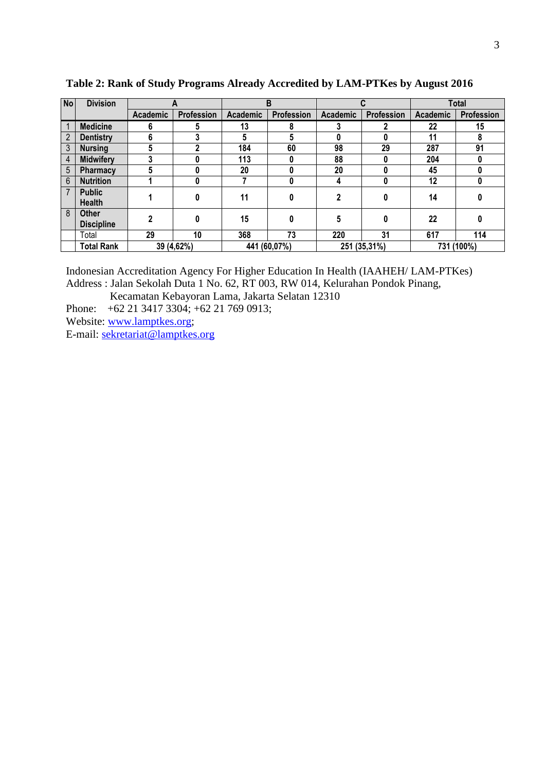**Table 2: Rank of Study Programs Already Accredited by LAM-PTKes by August 2016**

| No | Division | A | | B | | C | | Total | |
|---|---|---|---|---|---|---|---|---|---|
| | | Academic | Profession | Academic | Profession | Academic | Profession | Academic | Profession |
| 1 | **Medicine** | 6 | 5 | 13 | 8 | 3 | 2 | 22 | 15 |
| 2 | **Dentistry** | 6 | 3 | 5 | 5 | 0 | 0 | 11 | 8 |
| 3 | **Nursing** | 5 | 2 | 184 | 60 | 98 | 29 | 287 | 91 |
| 4 | **Midwifery** | 3 | 0 | 113 | 0 | 88 | 0 | 204 | 0 |
| 5 | **Pharmacy** | 5 | 0 | 20 | 0 | 20 | 0 | 45 | 0 |
| 6 | **Nutrition** | 1 | 0 | 7 | 0 | 4 | 0 | 12 | 0 |
| 7 | **Public Health** | 1 | 0 | 11 | 0 | 2 | 0 | 14 | 0 |
| 8 | **Other Discipline** | 2 | 0 | 15 | 0 | 5 | 0 | 22 | 0 |
| | Total | 29 | 10 | 368 | 73 | 220 | 31 | 617 | 114 |
| | **Total Rank** | 39 (4,62%) | | 441 (60,07%) | | 251 (35,31%) | | 731 (100%) | |

Indonesian Accreditation Agency For Higher Education In Health (IAAHEH/ LAM-PTKes)
Address : Jalan Sekolah Duta 1 No. 62, RT 003, RW 014, Kelurahan Pondok Pinang,
Kecamatan Kebayoran Lama, Jakarta Selatan 12310
Phone: +62 21 3417 3304; +62 21 769 0913;
Website: www.lamptkes.org;
E-mail: sekretariat@lamptkes.org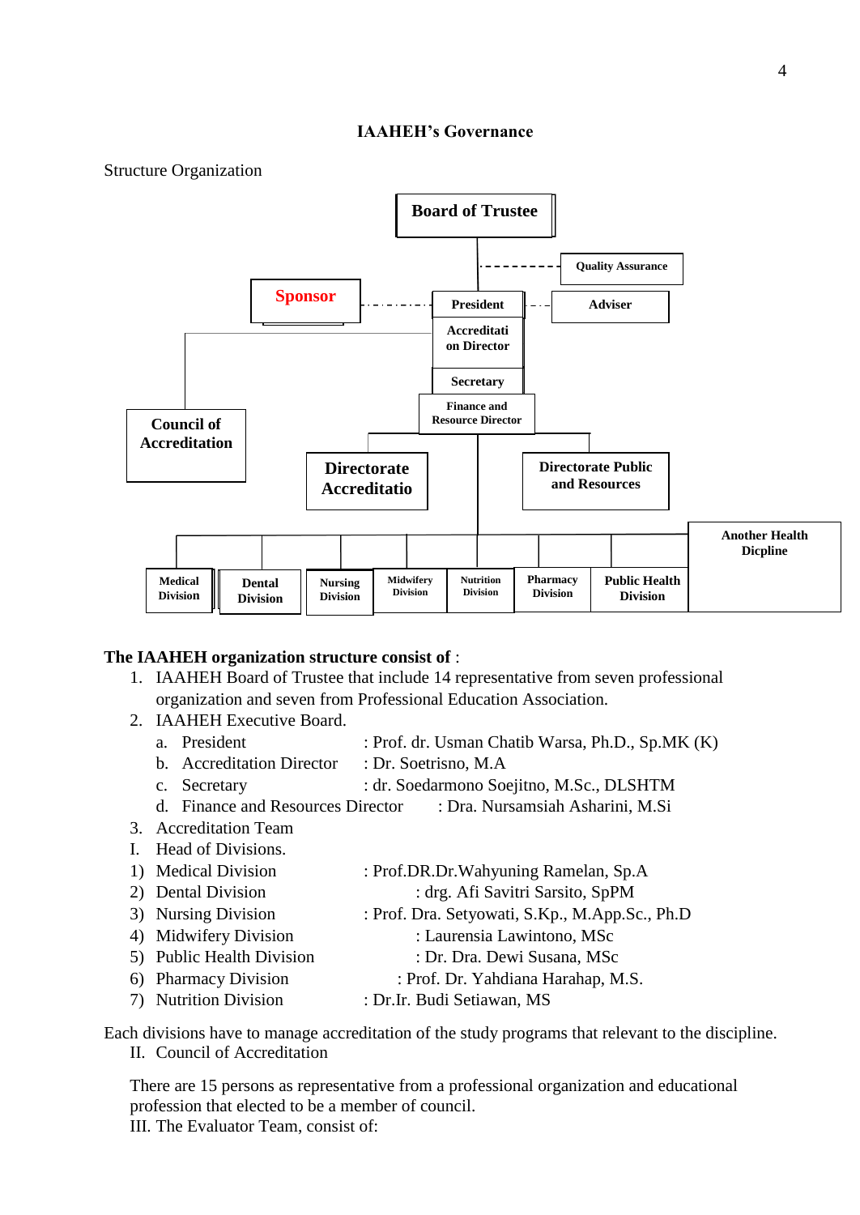## IAAHEH's Governance

Structure Organization

Board of Trustee

Quality Assurance

Sponsor

President

Adviser

Accreditation Director

Secretary

Finance and Resource Director

Council of Accreditation

Directorate Accreditatio

Directorate Public and Resources

Another Health Dicpline

Medical Division

Dental Division

Nursing Division

Midwifery Division

Nutrition Division

Pharmacy Division

Public Health Division

**The IAAHEH organization structure consist of** :

1. IAAHEH Board of Trustee that include 14 representative from seven professional organization and seven from Professional Education Association.
2. IAAHEH Executive Board.
   a. President : Prof. dr. Usman Chatib Warsa, Ph.D., Sp.MK (K)
   b. Accreditation Director : Dr. Soetrisno, M.A
   c. Secretary : dr. Soedarmono Soejitno, M.Sc., DLSHTM
   d. Finance and Resources Director : Dra. Nursamsiah Asharini, M.Si
3. Accreditation Team

I. Head of Divisions.

1) Medical Division : Prof.DR.Dr.Wahyuning Ramelan, Sp.A
2) Dental Division : drg. Afi Savitri Sarsito, SpPM
3) Nursing Division : Prof. Dra. Setyowati, S.Kp., M.App.Sc., Ph.D
4) Midwifery Division : Laurensia Lawintono, MSc
5) Public Health Division : Dr. Dra. Dewi Susana, MSc
6) Pharmacy Division : Prof. Dr. Yahdiana Harahap, M.S.
7) Nutrition Division : Dr.Ir. Budi Setiawan, MS

Each divisions have to manage accreditation of the study programs that relevant to the discipline.

II. Council of Accreditation

There are 15 persons as representative from a professional organization and educational profession that elected to be a member of council.

III. The Evaluator Team, consist of: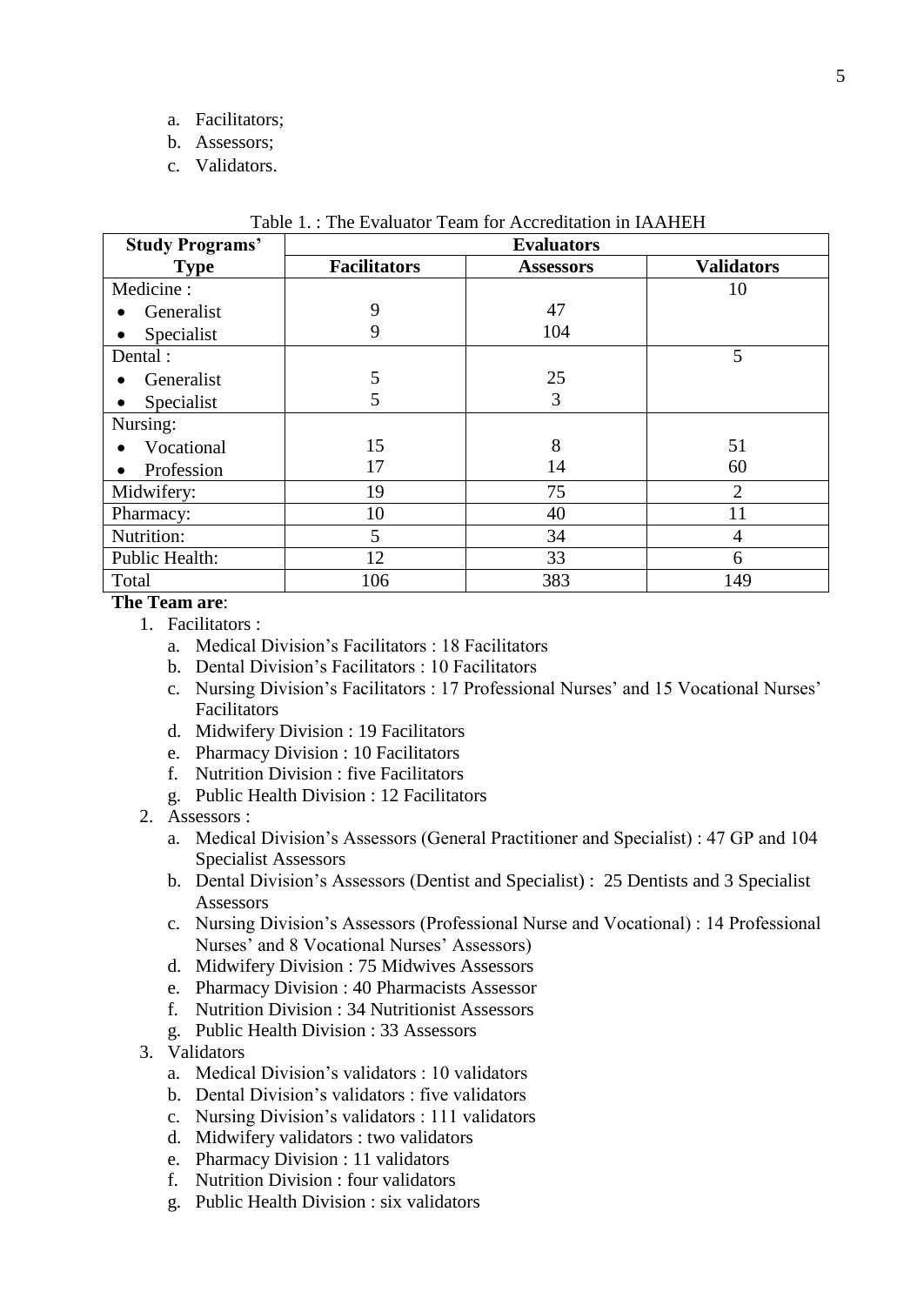a. Facilitators;
b. Assessors;
c. Validators.

Table 1. : The Evaluator Team for Accreditation in IAAHEH

| Study Programs' Type | Evaluators | | |
|---|---|---|---|
| | **Facilitators** | **Assessors** | **Validators** |
| Medicine : | | | 10 |
| • Generalist | 9 | 47 | |
| • Specialist | 9 | 104 | |
| Dental : | | | 5 |
| • Generalist | 5 | 25 | |
| • Specialist | 5 | 3 | |
| Nursing: | | | |
| • Vocational | 15 | 8 | 51 |
| • Profession | 17 | 14 | 60 |
| Midwifery: | 19 | 75 | 2 |
| Pharmacy: | 10 | 40 | 11 |
| Nutrition: | 5 | 34 | 4 |
| Public Health: | 12 | 33 | 6 |
| Total | 106 | 383 | 149 |

**The Team are**:

1. Facilitators :
   a. Medical Division's Facilitators : 18 Facilitators
   b. Dental Division's Facilitators : 10 Facilitators
   c. Nursing Division's Facilitators : 17 Professional Nurses' and 15 Vocational Nurses' Facilitators
   d. Midwifery Division : 19 Facilitators
   e. Pharmacy Division : 10 Facilitators
   f. Nutrition Division : five Facilitators
   g. Public Health Division : 12 Facilitators
2. Assessors :
   a. Medical Division's Assessors (General Practitioner and Specialist) : 47 GP and 104 Specialist Assessors
   b. Dental Division's Assessors (Dentist and Specialist) : 25 Dentists and 3 Specialist Assessors
   c. Nursing Division's Assessors (Professional Nurse and Vocational) : 14 Professional Nurses' and 8 Vocational Nurses' Assessors)
   d. Midwifery Division : 75 Midwives Assessors
   e. Pharmacy Division : 40 Pharmacists Assessor
   f. Nutrition Division : 34 Nutritionist Assessors
   g. Public Health Division : 33 Assessors
3. Validators
   a. Medical Division's validators : 10 validators
   b. Dental Division's validators : five validators
   c. Nursing Division's validators : 111 validators
   d. Midwifery validators : two validators
   e. Pharmacy Division : 11 validators
   f. Nutrition Division : four validators
   g. Public Health Division : six validators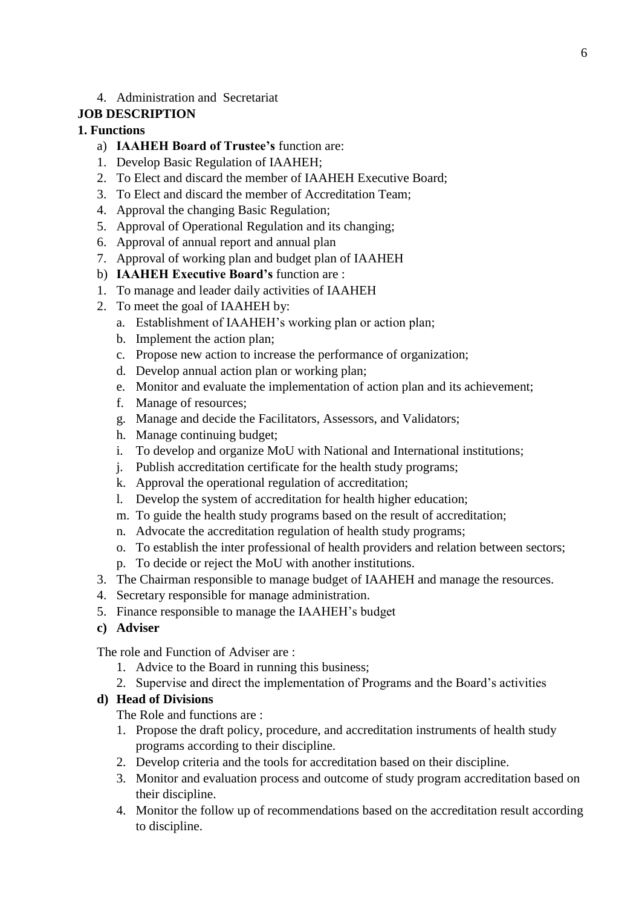4. Administration and Secretariat

**JOB DESCRIPTION**

**1. Functions**

a) **IAAHEH Board of Trustee's** function are:

1. Develop Basic Regulation of IAAHEH;
2. To Elect and discard the member of IAAHEH Executive Board;
3. To Elect and discard the member of Accreditation Team;
4. Approval the changing Basic Regulation;
5. Approval of Operational Regulation and its changing;
6. Approval of annual report and annual plan
7. Approval of working plan and budget plan of IAAHEH

b) **IAAHEH Executive Board's** function are :

1. To manage and leader daily activities of IAAHEH
2. To meet the goal of IAAHEH by:
   a. Establishment of IAAHEH's working plan or action plan;
   b. Implement the action plan;
   c. Propose new action to increase the performance of organization;
   d. Develop annual action plan or working plan;
   e. Monitor and evaluate the implementation of action plan and its achievement;
   f. Manage of resources;
   g. Manage and decide the Facilitators, Assessors, and Validators;
   h. Manage continuing budget;
   i. To develop and organize MoU with National and International institutions;
   j. Publish accreditation certificate for the health study programs;
   k. Approval the operational regulation of accreditation;
   l. Develop the system of accreditation for health higher education;
   m. To guide the health study programs based on the result of accreditation;
   n. Advocate the accreditation regulation of health study programs;
   o. To establish the inter professional of health providers and relation between sectors;
   p. To decide or reject the MoU with another institutions.
3. The Chairman responsible to manage budget of IAAHEH and manage the resources.
4. Secretary responsible for manage administration.
5. Finance responsible to manage the IAAHEH's budget

**c) Adviser**

The role and Function of Adviser are :

1. Advice to the Board in running this business;
2. Supervise and direct the implementation of Programs and the Board's activities

**d) Head of Divisions**

The Role and functions are :

1. Propose the draft policy, procedure, and accreditation instruments of health study programs according to their discipline.
2. Develop criteria and the tools for accreditation based on their discipline.
3. Monitor and evaluation process and outcome of study program accreditation based on their discipline.
4. Monitor the follow up of recommendations based on the accreditation result according to discipline.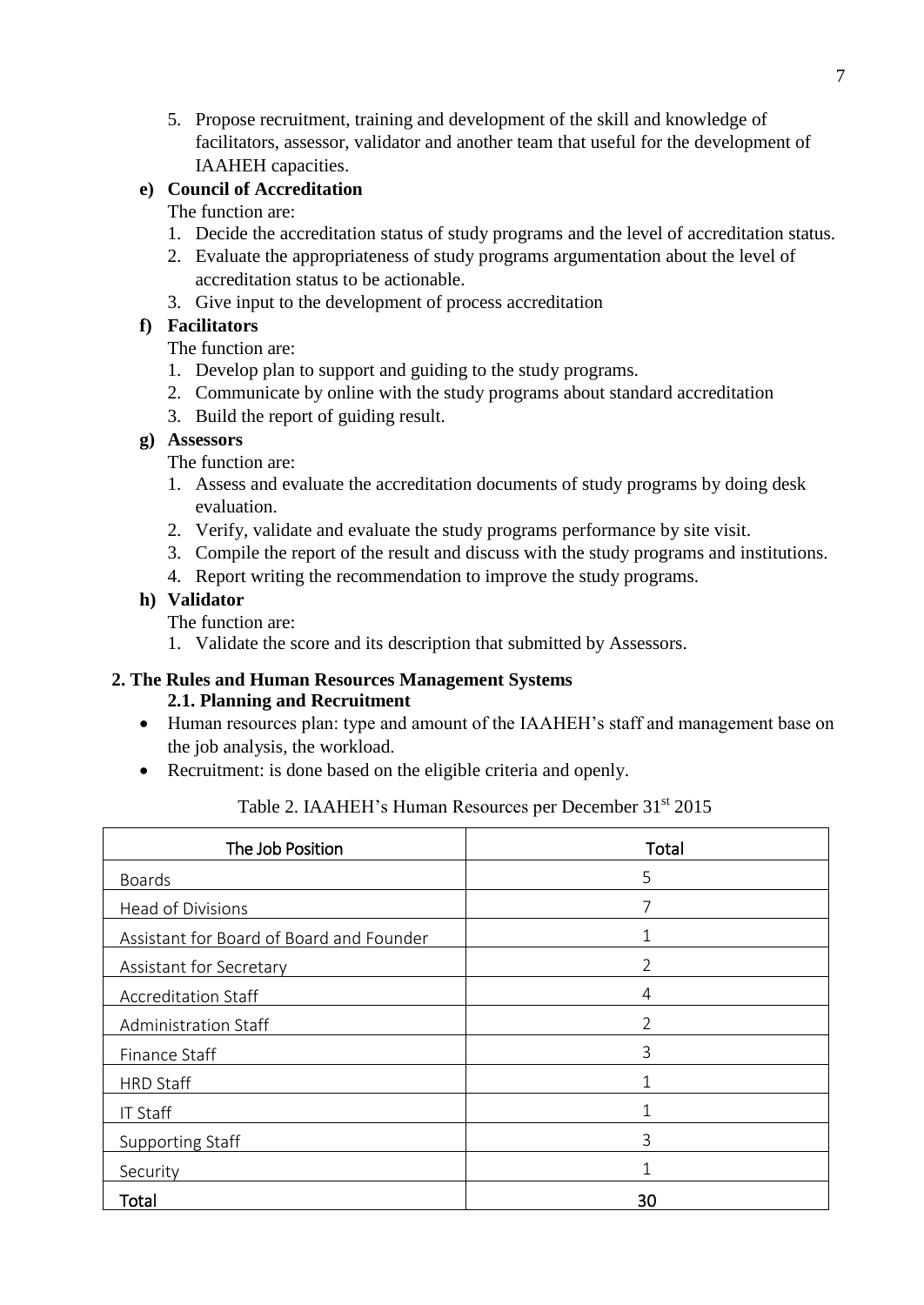5. Propose recruitment, training and development of the skill and knowledge of facilitators, assessor, validator and another team that useful for the development of IAAHEH capacities.

**e) Council of Accreditation**

The function are:

1. Decide the accreditation status of study programs and the level of accreditation status.
2. Evaluate the appropriateness of study programs argumentation about the level of accreditation status to be actionable.
3. Give input to the development of process accreditation

**f) Facilitators**

The function are:

1. Develop plan to support and guiding to the study programs.
2. Communicate by online with the study programs about standard accreditation
3. Build the report of guiding result.

**g) Assessors**

The function are:

1. Assess and evaluate the accreditation documents of study programs by doing desk evaluation.
2. Verify, validate and evaluate the study programs performance by site visit.
3. Compile the report of the result and discuss with the study programs and institutions.
4. Report writing the recommendation to improve the study programs.

**h) Validator**

The function are:

1. Validate the score and its description that submitted by Assessors.

## 2. The Rules and Human Resources Management Systems

### 2.1. Planning and Recruitment

- Human resources plan: type and amount of the IAAHEH's staff and management base on the job analysis, the workload.
- Recruitment: is done based on the eligible criteria and openly.

Table 2. IAAHEH's Human Resources per December 31st 2015

| The Job Position | Total |
|---|---|
| Boards | 5 |
| Head of Divisions | 7 |
| Assistant for Board of Board and Founder | 1 |
| Assistant for Secretary | 2 |
| Accreditation Staff | 4 |
| Administration Staff | 2 |
| Finance Staff | 3 |
| HRD Staff | 1 |
| IT Staff | 1 |
| Supporting Staff | 3 |
| Security | 1 |
| Total | 30 |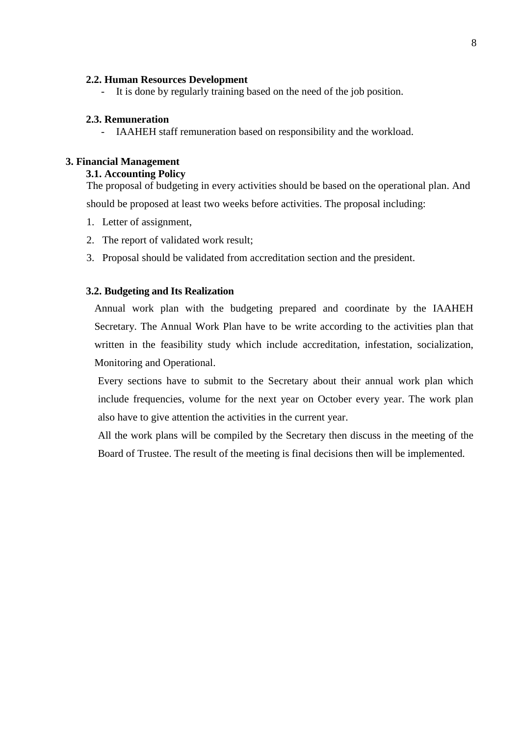**2.2. Human Resources Development**

- It is done by regularly training based on the need of the job position.

**2.3. Remuneration**

- IAAHEH staff remuneration based on responsibility and the workload.

**3. Financial Management**

**3.1. Accounting Policy**

The proposal of budgeting in every activities should be based on the operational plan. And should be proposed at least two weeks before activities. The proposal including:

1. Letter of assignment,
2. The report of validated work result;
3. Proposal should be validated from accreditation section and the president.

**3.2. Budgeting and Its Realization**

Annual work plan with the budgeting prepared and coordinate by the IAAHEH Secretary. The Annual Work Plan have to be write according to the activities plan that written in the feasibility study which include accreditation, infestation, socialization, Monitoring and Operational.

Every sections have to submit to the Secretary about their annual work plan which include frequencies, volume for the next year on October every year. The work plan also have to give attention the activities in the current year.

All the work plans will be compiled by the Secretary then discuss in the meeting of the Board of Trustee. The result of the meeting is final decisions then will be implemented.